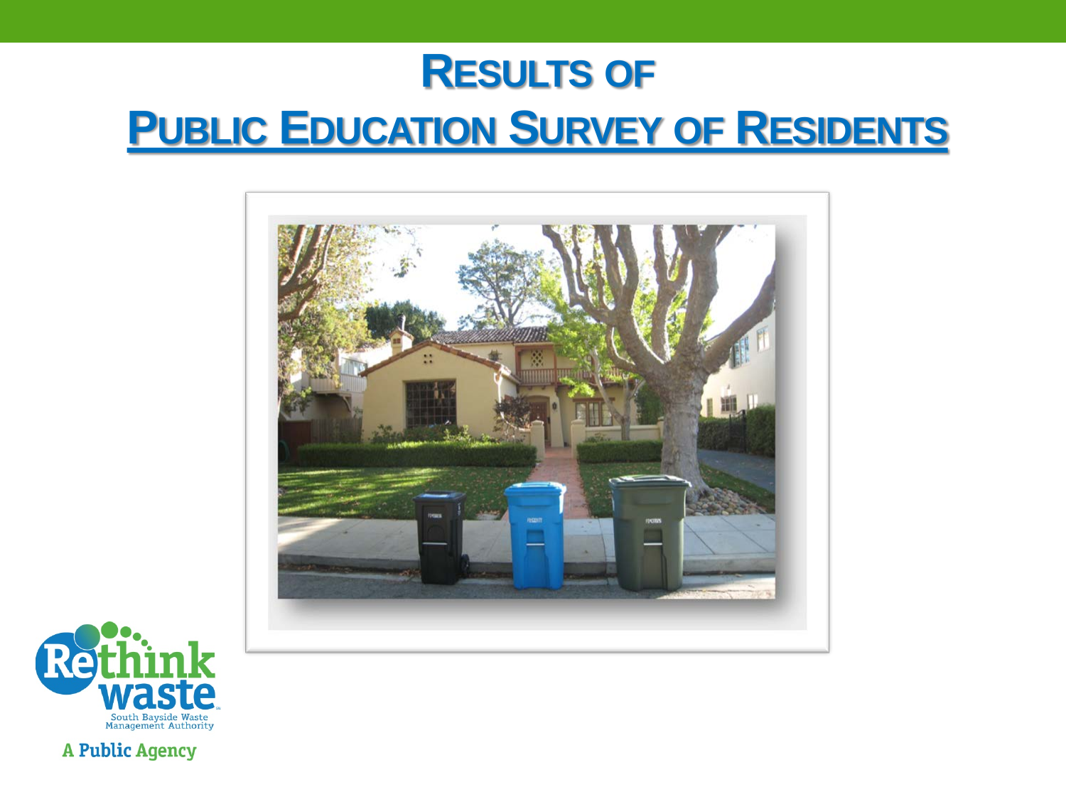# Results of

# Public Education Survey of Residents

Rethink waste
South Bayside Waste Management Authority

A Public Agency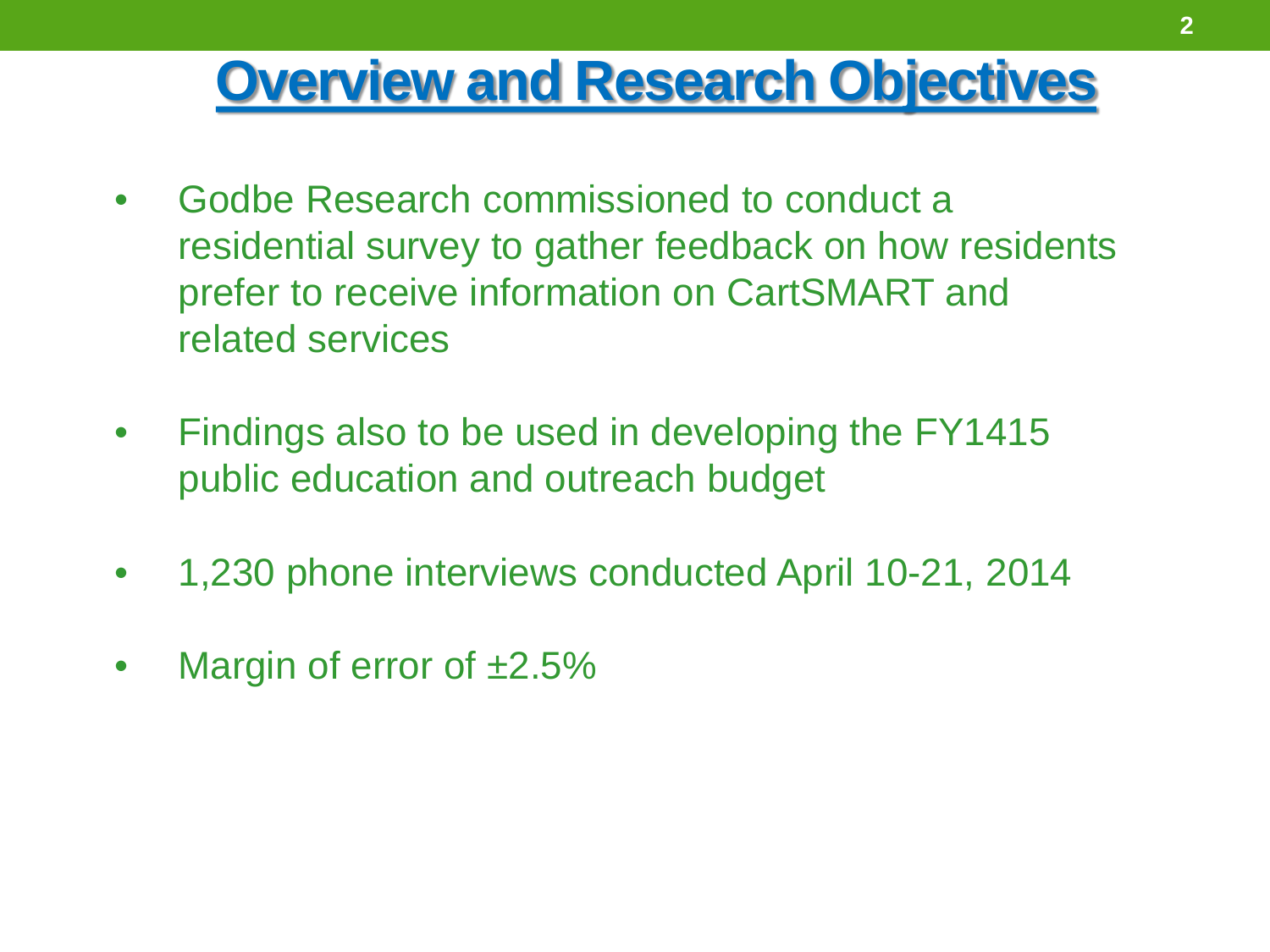# Overview and Research Objectives

- Godbe Research commissioned to conduct a residential survey to gather feedback on how residents prefer to receive information on CartSMART and related services
- Findings also to be used in developing the FY1415 public education and outreach budget
- 1,230 phone interviews conducted April 10-21, 2014
- Margin of error of ±2.5%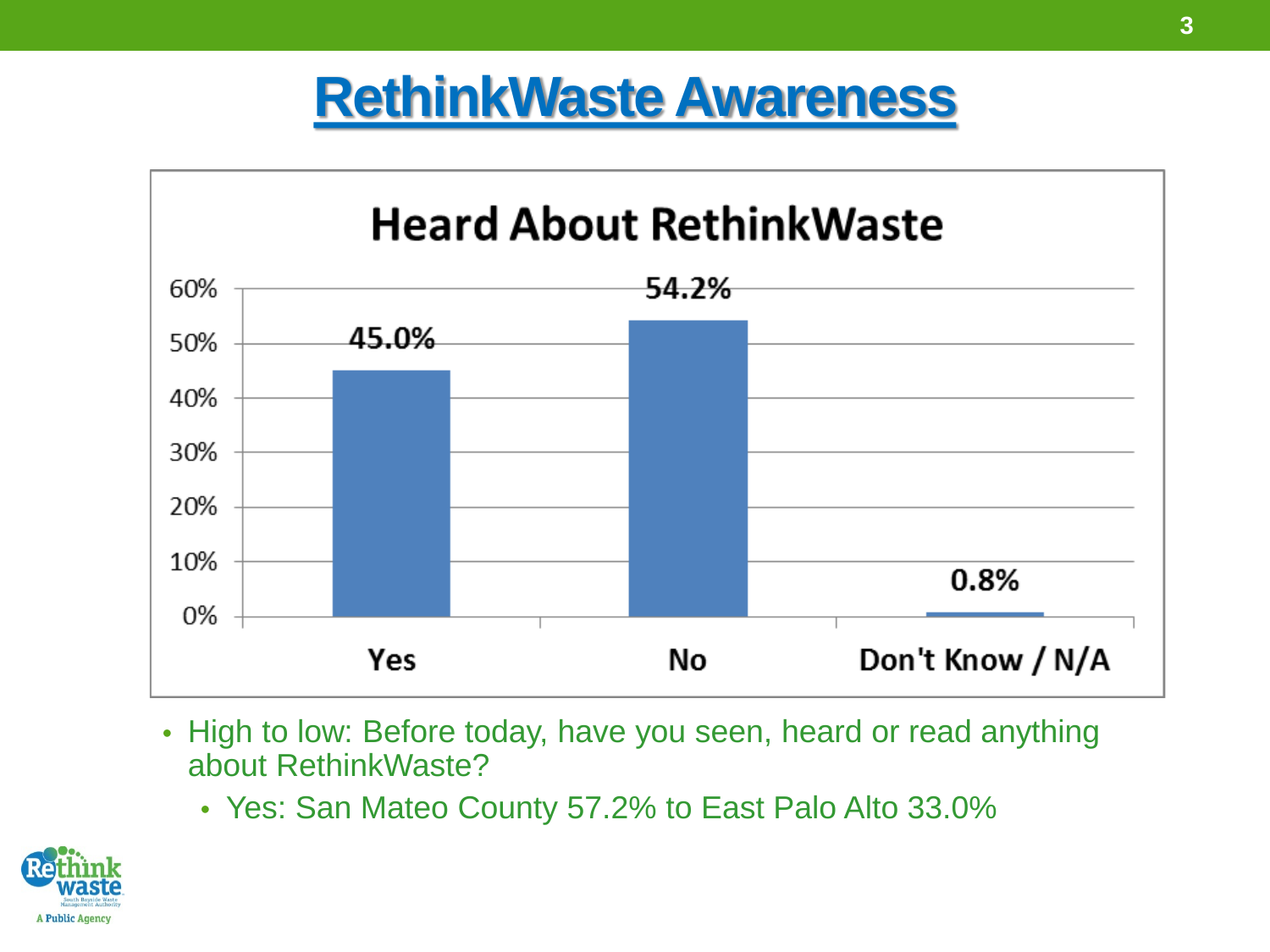# RethinkWaste Awareness

## Heard About RethinkWaste

| Response | Percentage |
|---|---|
| Yes | 45.0% |
| No | 54.2% |
| Don't Know / N/A | 0.8% |

- High to low: Before today, have you seen, heard or read anything about RethinkWaste?
  - Yes: San Mateo County 57.2% to East Palo Alto 33.0%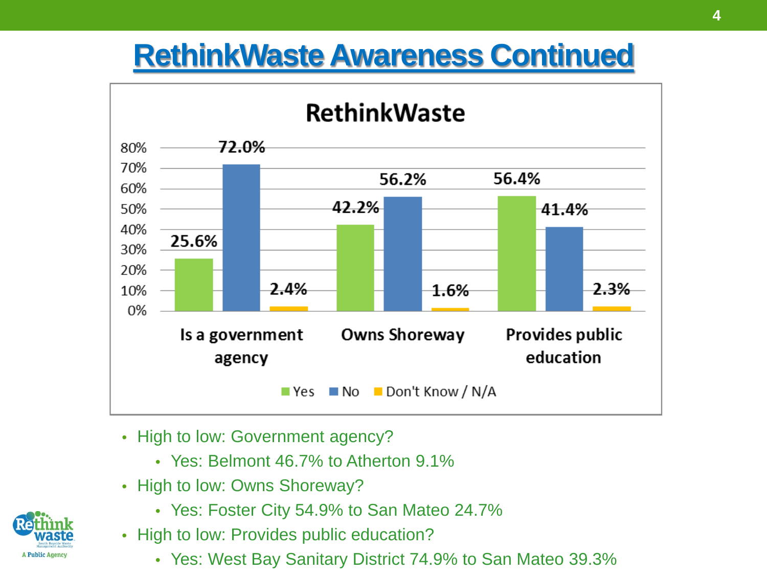# RethinkWaste Awareness Continued

**RethinkWaste**

| | Yes | No | Don't Know / N/A |
|---|---|---|---|
| Is a government agency | 25.6% | 72.0% | 2.4% |
| Owns Shoreway | 42.2% | 56.2% | 1.6% |
| Provides public education | 56.4% | 41.4% | 2.3% |

- High to low: Government agency?
  - Yes: Belmont 46.7% to Atherton 9.1%
- High to low: Owns Shoreway?
  - Yes: Foster City 54.9% to San Mateo 24.7%
- High to low: Provides public education?
  - Yes: West Bay Sanitary District 74.9% to San Mateo 39.3%

Rethink waste
A Public Agency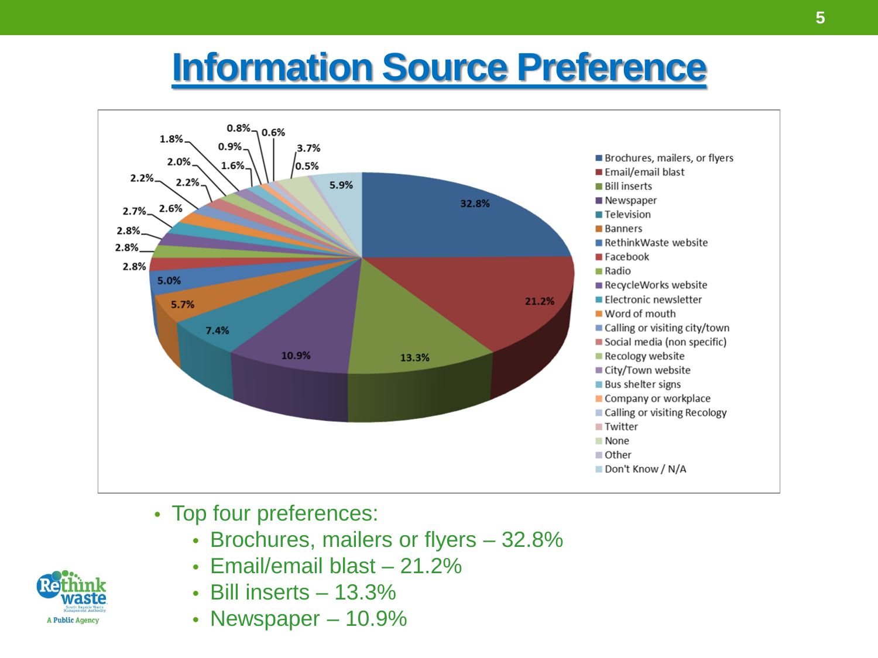# Information Source Preference

- Top four preferences:
  - Brochures, mailers or flyers – 32.8%
  - Email/email blast – 21.2%
  - Bill inserts – 13.3%
  - Newspaper – 10.9%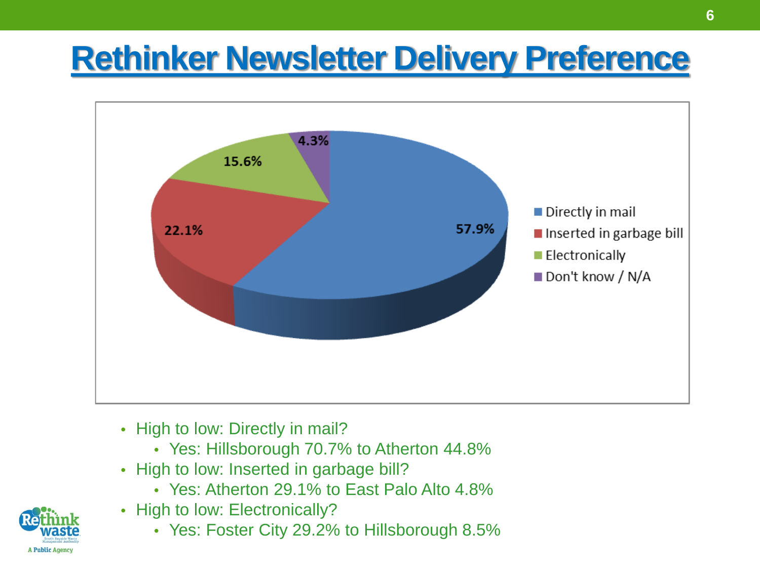# Rethinker Newsletter Delivery Preference

| Delivery preference | Percent |
| --- | --- |
| Directly in mail | 57.9% |
| Inserted in garbage bill | 22.1% |
| Electronically | 15.6% |
| Don't know / N/A | 4.3% |

- High to low: Directly in mail?
  - Yes: Hillsborough 70.7% to Atherton 44.8%
- High to low: Inserted in garbage bill?
  - Yes: Atherton 29.1% to East Palo Alto 4.8%
- High to low: Electronically?
  - Yes: Foster City 29.2% to Hillsborough 8.5%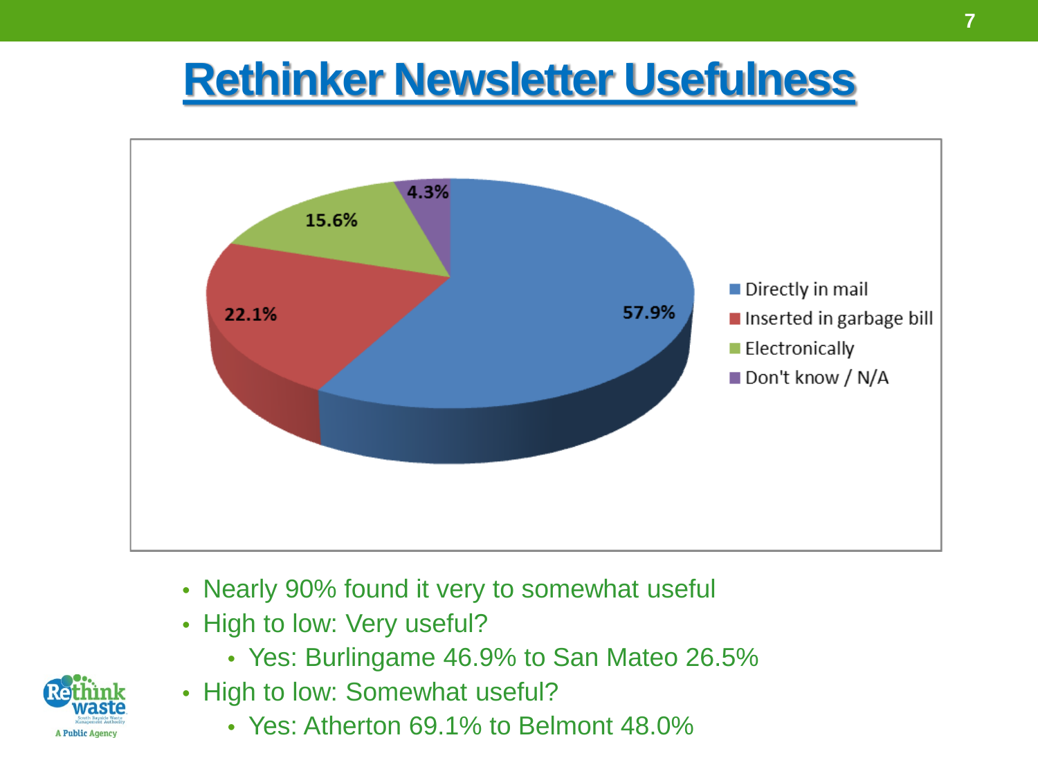# Rethinker Newsletter Usefulness

| Category | Percentage |
| --- | --- |
| Directly in mail | 57.9% |
| Inserted in garbage bill | 22.1% |
| Electronically | 15.6% |
| Don't know / N/A | 4.3% |

- Nearly 90% found it very to somewhat useful
- High to low: Very useful?
    - Yes: Burlingame 46.9% to San Mateo 26.5%
- High to low: Somewhat useful?
    - Yes: Atherton 69.1% to Belmont 48.0%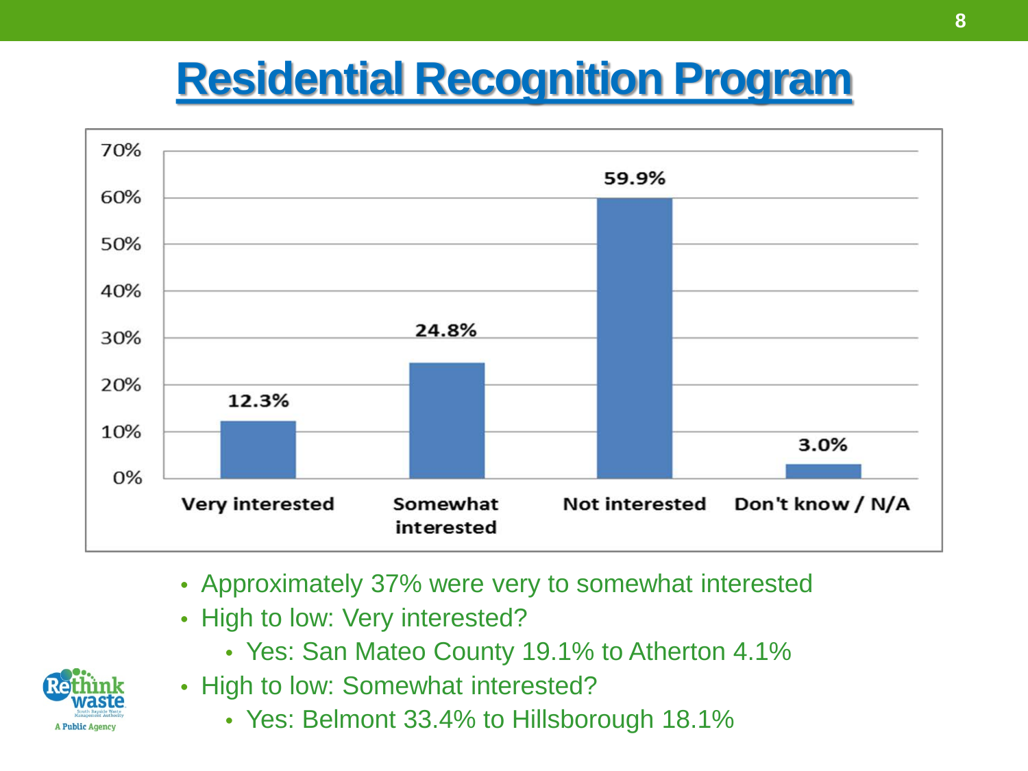# Residential Recognition Program

| Response | Percentage |
| --- | --- |
| Very interested | 12.3% |
| Somewhat interested | 24.8% |
| Not interested | 59.9% |
| Don't know / N/A | 3.0% |

- Approximately 37% were very to somewhat interested
- High to low: Very interested?
  - Yes: San Mateo County 19.1% to Atherton 4.1%
- High to low: Somewhat interested?
  - Yes: Belmont 33.4% to Hillsborough 18.1%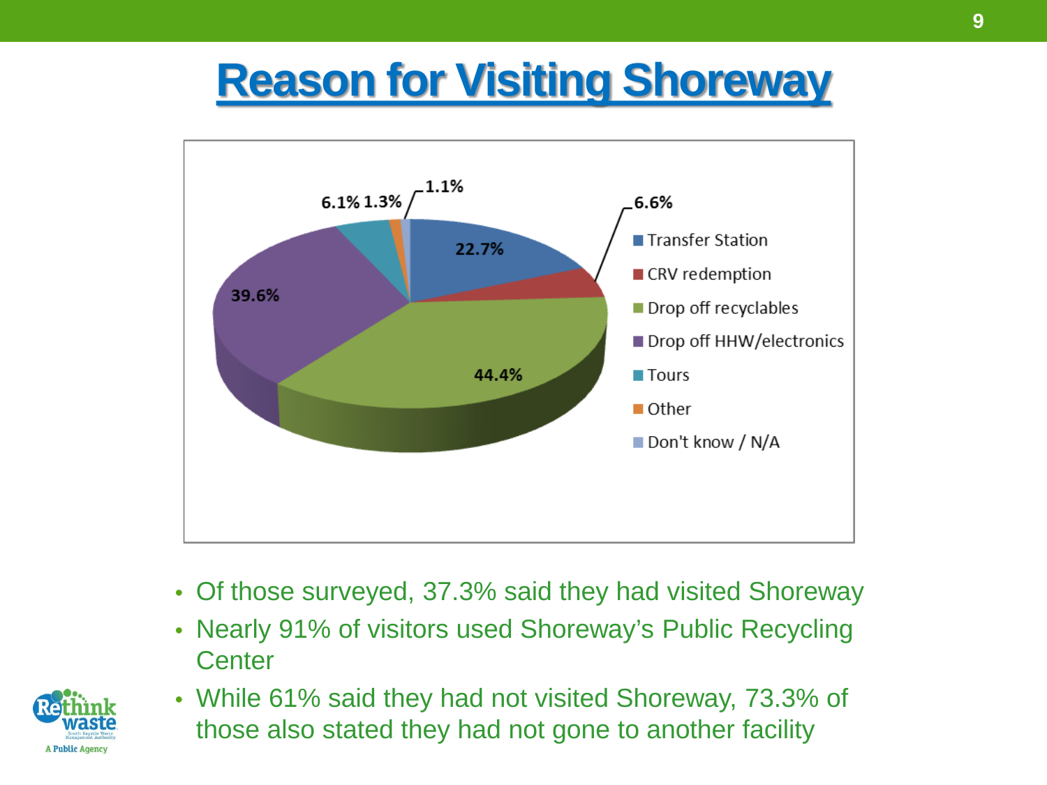# Reason for Visiting Shoreway

| Reason | Percentage |
|---|---|
| Transfer Station | 22.7% |
| CRV redemption | 6.6% |
| Drop off recyclables | 44.4% |
| Drop off HHW/electronics | 39.6% |
| Tours | 6.1% |
| Other | 1.3% |
| Don't know / N/A | 1.1% |

- Of those surveyed, 37.3% said they had visited Shoreway
- Nearly 91% of visitors used Shoreway's Public Recycling Center
- While 61% said they had not visited Shoreway, 73.3% of those also stated they had not gone to another facility

Rethink waste
South Bayside Waste Management Authority
A Public Agency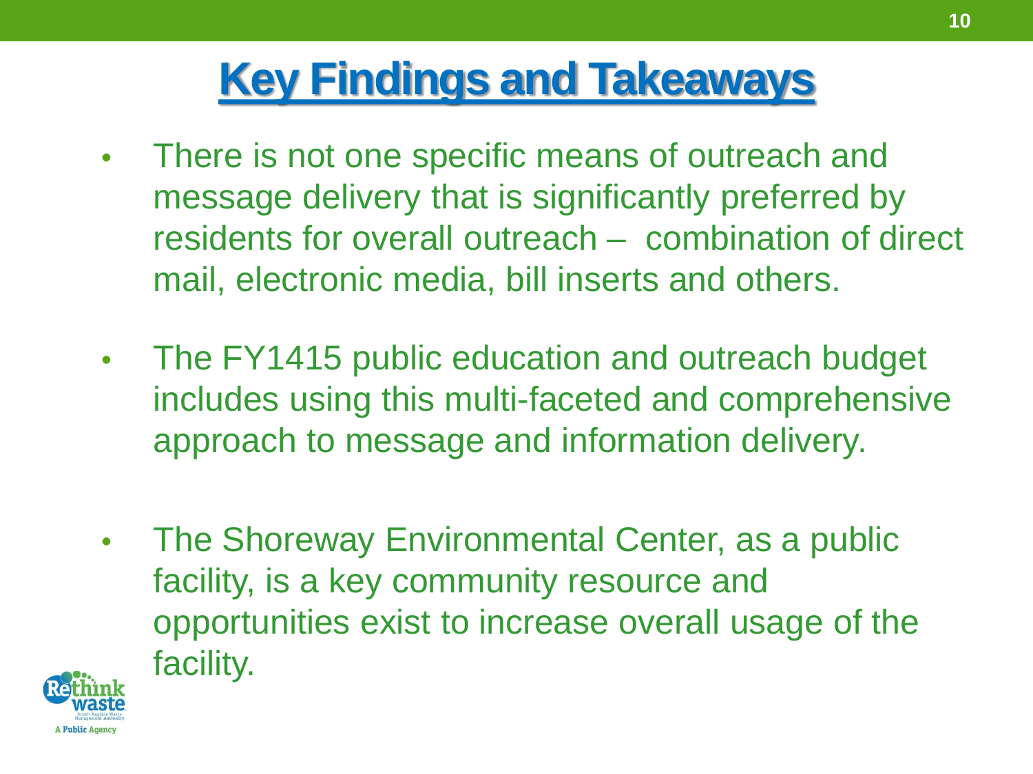# Key Findings and Takeaways

- There is not one specific means of outreach and message delivery that is significantly preferred by residents for overall outreach – combination of direct mail, electronic media, bill inserts and others.
- The FY1415 public education and outreach budget includes using this multi-faceted and comprehensive approach to message and information delivery.
- The Shoreway Environmental Center, as a public facility, is a key community resource and opportunities exist to increase overall usage of the facility.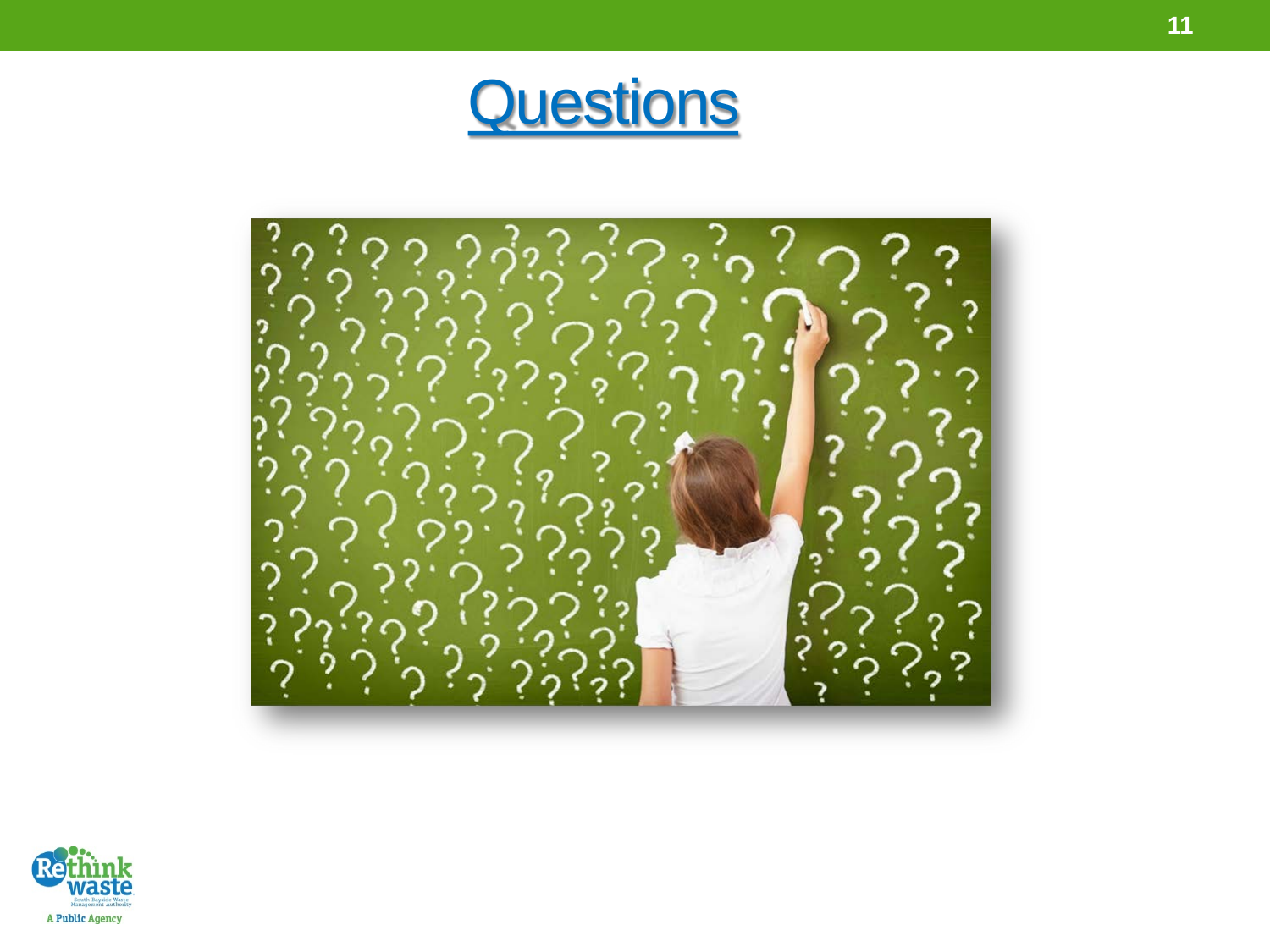# Questions